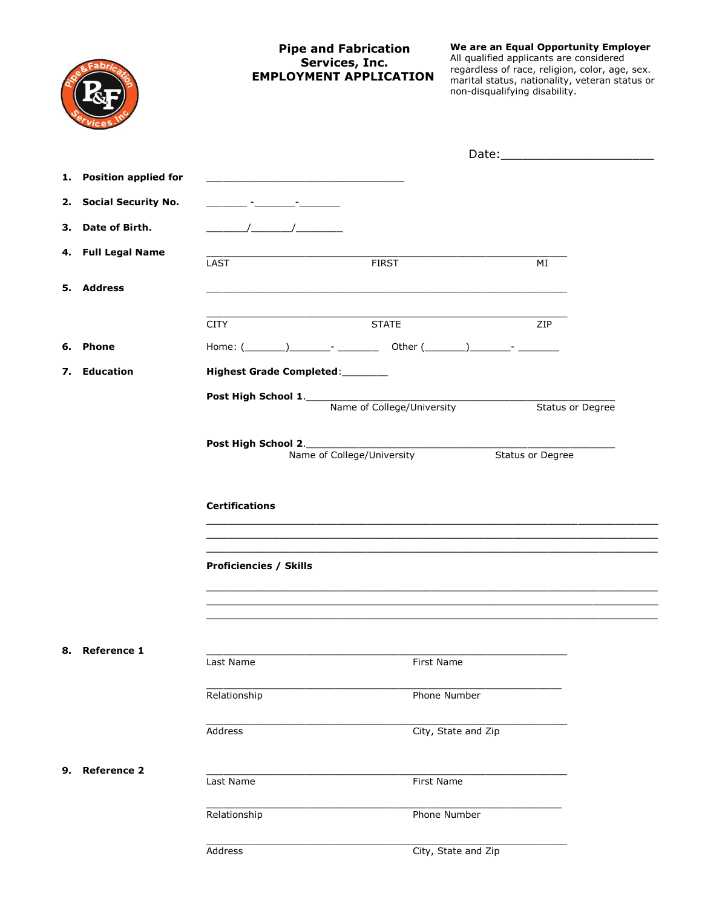# Pipe and Fabrication Services, Inc.
## EMPLOYMENT APPLICATION

**We are an Equal Opportunity Employer**
All qualified applicants are considered regardless of race, religion, color, age, sex. marital status, nationality, veteran status or non-disqualifying disability.

Date:______________________

1. **Position applied for** ________________________________

2. **Social Security No.** _______ -_______-_______

3. **Date of Birth.** _______/_______/________

4. **Full Legal Name** ________________________________________________________
   LAST FIRST MI

5. **Address** ________________________________________________________

   ________________________________________________________
   CITY STATE ZIP

6. **Phone** Home: (_______)_______- _______ Other (_______)_______- _______

7. **Education** **Highest Grade Completed**:________

   **Post High School 1**.________________________________________________
   Name of College/University Status or Degree

   **Post High School 2**.________________________________________________
   Name of College/University Status or Degree

   **Certifications**

   ________________________________________________________________________
   ________________________________________________________________________
   ________________________________________________________________________

   **Proficiencies / Skills**

   ________________________________________________________________________
   ________________________________________________________________________
   ________________________________________________________________________

8. **Reference 1**

   ________________________________________________________
   Last Name First Name

   ________________________________________________________
   Relationship Phone Number

   ________________________________________________________
   Address City, State and Zip

9. **Reference 2**

   ________________________________________________________
   Last Name First Name

   ________________________________________________________
   Relationship Phone Number

   ________________________________________________________
   Address City, State and Zip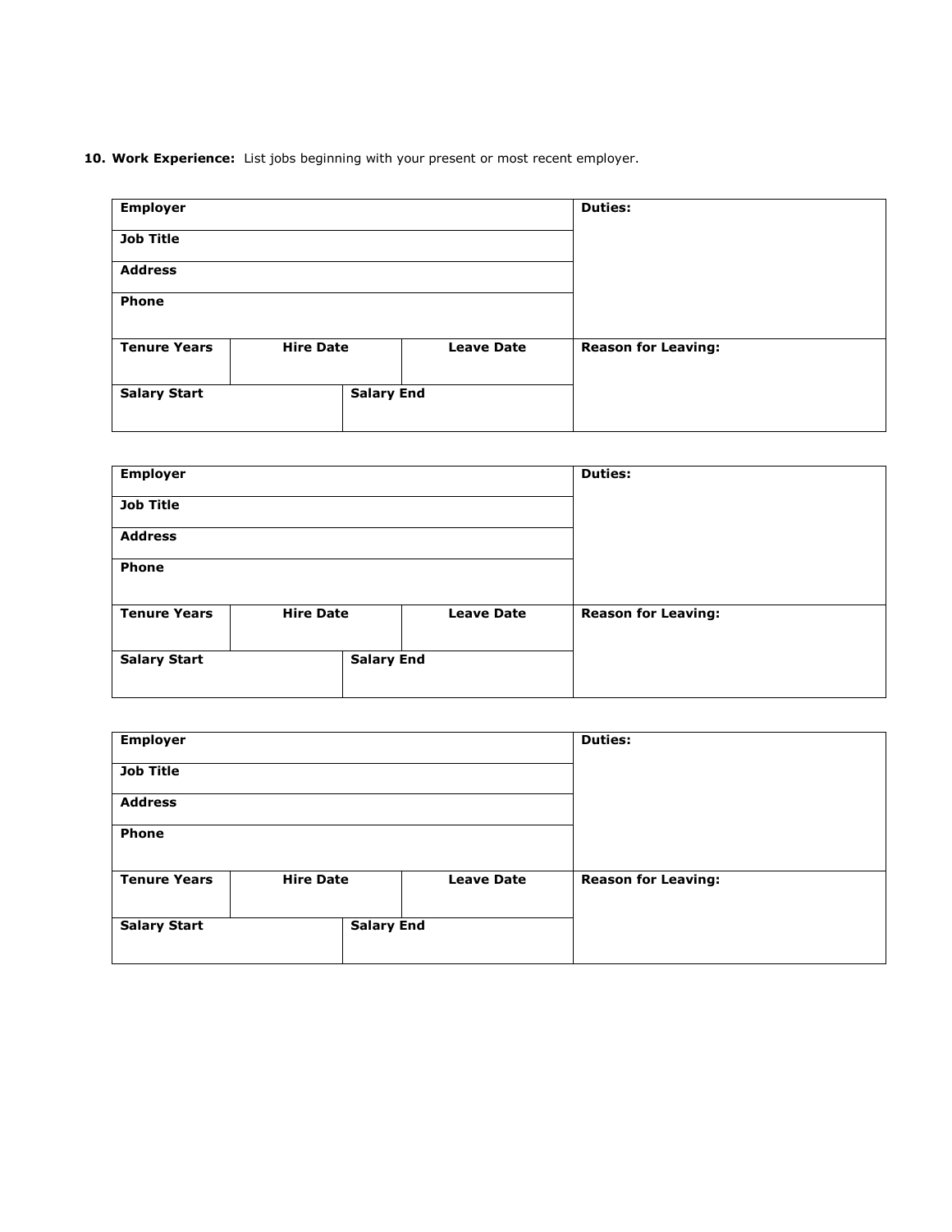**10. Work Experience:** List jobs beginning with your present or most recent employer.

| **Employer** | | | | **Duties:** |
|---|---|---|---|---|
| **Job Title** | | | | |
| **Address** | | | | |
| **Phone** | | | | |
| **Tenure Years** | **Hire Date** | | **Leave Date** | **Reason for Leaving:** |
| **Salary Start** | | **Salary End** | | |

| **Employer** | | | | **Duties:** |
|---|---|---|---|---|
| **Job Title** | | | | |
| **Address** | | | | |
| **Phone** | | | | |
| **Tenure Years** | **Hire Date** | | **Leave Date** | **Reason for Leaving:** |
| **Salary Start** | | **Salary End** | | |

| **Employer** | | | | **Duties:** |
|---|---|---|---|---|
| **Job Title** | | | | |
| **Address** | | | | |
| **Phone** | | | | |
| **Tenure Years** | **Hire Date** | | **Leave Date** | **Reason for Leaving:** |
| **Salary Start** | | **Salary End** | | |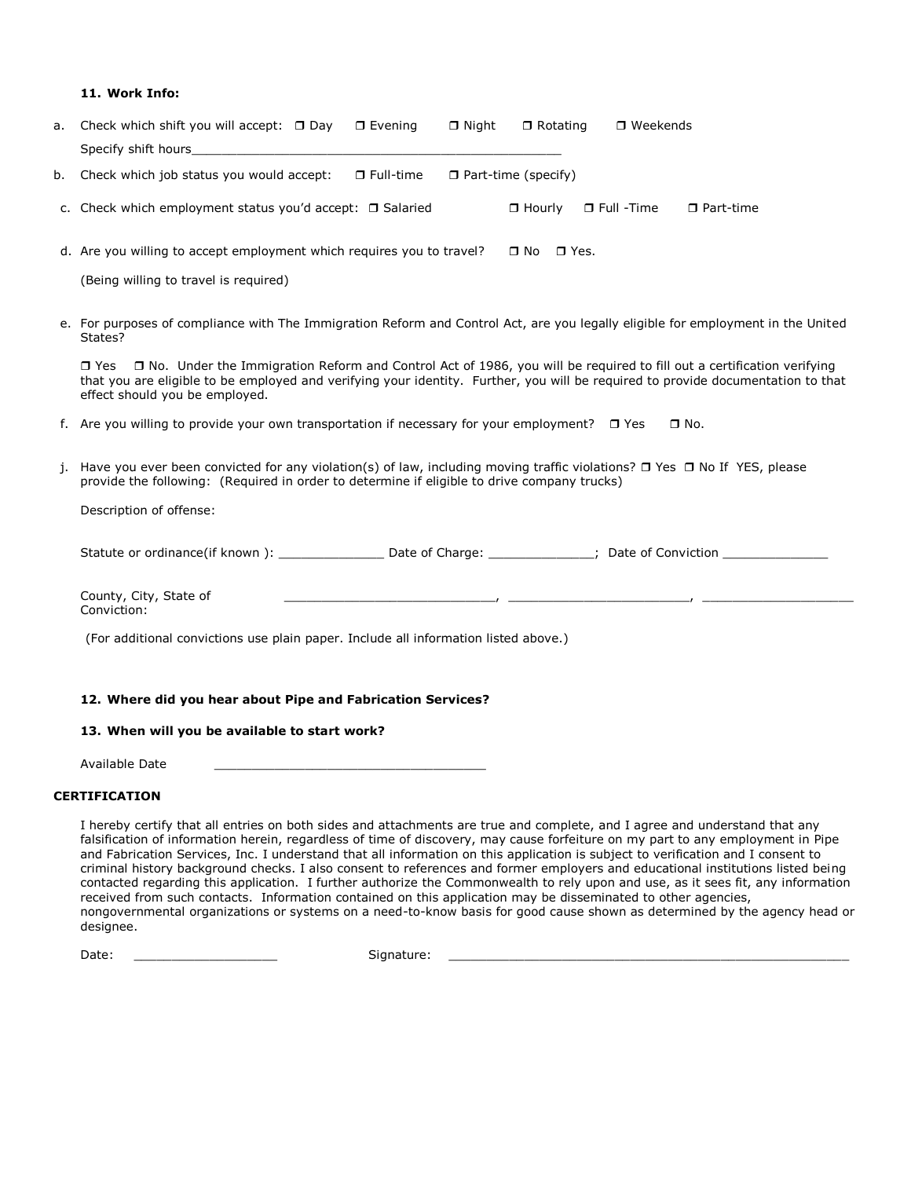**11. Work Info:**

a. Check which shift you will accept: ❒ Day ❒ Evening ❒ Night ❒ Rotating ❒ Weekends

Specify shift hours_______________________________________________

b. Check which job status you would accept: ❒ Full-time ❒ Part-time (specify)

c. Check which employment status you'd accept: ❒ Salaried ❒ Hourly ❒ Full -Time ❒ Part-time

d. Are you willing to accept employment which requires you to travel? ❒ No ❒ Yes.

(Being willing to travel is required)

e. For purposes of compliance with The Immigration Reform and Control Act, are you legally eligible for employment in the United States?

❒ Yes ❒ No. Under the Immigration Reform and Control Act of 1986, you will be required to fill out a certification verifying that you are eligible to be employed and verifying your identity. Further, you will be required to provide documentation to that effect should you be employed.

f. Are you willing to provide your own transportation if necessary for your employment? ❒ Yes ❒ No.

j. Have you ever been convicted for any violation(s) of law, including moving traffic violations? ❒ Yes ❒ No If YES, please provide the following: (Required in order to determine if eligible to drive company trucks)

Description of offense:

Statute or ordinance(if known ): ______________ Date of Charge: ______________; Date of Conviction ______________

County, City, State of Conviction: ____________________________, ________________________, ____________________

(For additional convictions use plain paper. Include all information listed above.)

**12. Where did you hear about Pipe and Fabrication Services?**

**13. When will you be available to start work?**

Available Date ___________________________________

**CERTIFICATION**

I hereby certify that all entries on both sides and attachments are true and complete, and I agree and understand that any falsification of information herein, regardless of time of discovery, may cause forfeiture on my part to any employment in Pipe and Fabrication Services, Inc. I understand that all information on this application is subject to verification and I consent to criminal history background checks. I also consent to references and former employers and educational institutions listed being contacted regarding this application. I further authorize the Commonwealth to rely upon and use, as it sees fit, any information received from such contacts. Information contained on this application may be disseminated to other agencies, nongovernmental organizations or systems on a need-to-know basis for good cause shown as determined by the agency head or designee.

Date: ___________________ Signature: _______________________________________________________